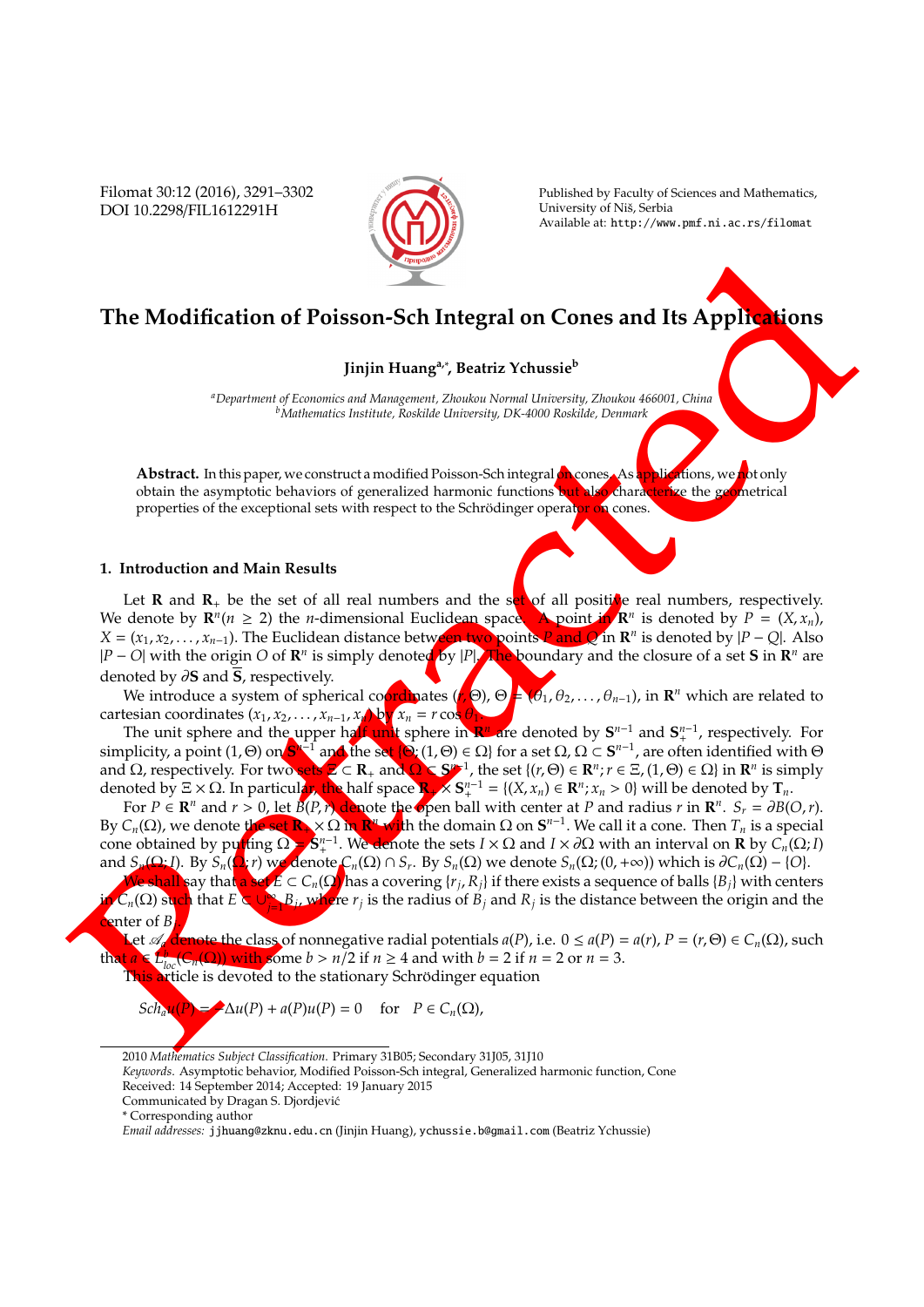# The Modification of Poisson-Sch Integral on Cones and Its Applications

**Jinjin Huang[a,*], Beatriz Ychussie[b]**

[a]*Department of Economics and Management, Zhoukou Normal University, Zhoukou 466001, China*
[b]*Mathematics Institute, Roskilde University, DK-4000 Roskilde, Denmark*

**Abstract.** In this paper, we construct a modified Poisson-Sch integral on cones. As applications, we not only obtain the asymptotic behaviors of generalized harmonic functions but also characterize the geometrical properties of the exceptional sets with respect to the Schrödinger operator on cones.

## 1. Introduction and Main Results

Let $\mathbf{R}$ and $\mathbf{R}_+$ be the set of all real numbers and the set of all positive real numbers, respectively. We denote by $\mathbf{R}^n (n \geq 2)$ the $n$-dimensional Euclidean space. A point in $\mathbf{R}^n$ is denoted by $P = (X, x_n)$, $X = (x_1, x_2, \ldots, x_{n-1})$. The Euclidean distance between two points $P$ and $Q$ in $\mathbf{R}^n$ is denoted by $|P - Q|$. Also $|P - O|$ with the origin $O$ of $\mathbf{R}^n$ is simply denoted by $|P|$. The boundary and the closure of a set $\mathbf{S}$ in $\mathbf{R}^n$ are denoted by $\partial\mathbf{S}$ and $\overline{\mathbf{S}}$, respectively.

We introduce a system of spherical coordinates $(r, \Theta)$, $\Theta = (\theta_1, \theta_2, \ldots, \theta_{n-1})$, in $\mathbf{R}^n$ which are related to cartesian coordinates $(x_1, x_2, \ldots, x_{n-1}, x_n)$ by $x_n = r \cos\theta_1$.

The unit sphere and the upper half unit sphere in $\mathbf{R}^n$ are denoted by $\mathbf{S}^{n-1}$ and $\mathbf{S}_+^{n-1}$, respectively. For simplicity, a point $(1, \Theta)$ on $\mathbf{S}^{n-1}$ and the set $\{\Theta; (1, \Theta) \in \Omega\}$ for a set $\Omega$, $\Omega \subset \mathbf{S}^{n-1}$, are often identified with $\Theta$ and $\Omega$, respectively. For two sets $\Xi \subset \mathbf{R}_+$ and $\Omega \subset \mathbf{S}^{n-1}$, the set $\{(r, \Theta) \in \mathbf{R}^n; r \in \Xi, (1, \Theta) \in \Omega\}$ in $\mathbf{R}^n$ is simply denoted by $\Xi \times \Omega$. In particular, the half space $\mathbf{R}_+ \times \mathbf{S}_+^{n-1} = \{(X, x_n) \in \mathbf{R}^n; x_n > 0\}$ will be denoted by $\mathbf{T}_n$.

For $P \in \mathbf{R}^n$ and $r > 0$, let $B(P, r)$ denote the open ball with center at $P$ and radius $r$ in $\mathbf{R}^n$. $S_r = \partial B(O, r)$. By $C_n(\Omega)$, we denote the set $\mathbf{R}_+ \times \Omega$ in $\mathbf{R}^n$ with the domain $\Omega$ on $\mathbf{S}^{n-1}$. We call it a cone. Then $T_n$ is a special cone obtained by putting $\Omega = \mathbf{S}_+^{n-1}$. We denote the sets $I \times \Omega$ and $I \times \partial\Omega$ with an interval on $\mathbf{R}$ by $C_n(\Omega; I)$ and $S_n(\Omega; I)$. By $S_n(\Omega; r)$ we denote $C_n(\Omega) \cap S_r$. By $S_n(\Omega)$ we denote $S_n(\Omega; (0, +\infty))$ which is $\partial C_n(\Omega) - \{O\}$.

We shall say that a set $E \subset C_n(\Omega)$ has a covering $\{r_j, R_j\}$ if there exists a sequence of balls $\{B_j\}$ with centers in $C_n(\Omega)$ such that $E \subset \cup_{j=1}^{\infty} B_j$, where $r_j$ is the radius of $B_j$ and $R_j$ is the distance between the origin and the center of $B_j$.

Let $\mathscr{A}_a$ denote the class of nonnegative radial potentials $a(P)$, i.e. $0 \leq a(P) = a(r)$, $P = (r, \Theta) \in C_n(\Omega)$, such that $a \in L_{loc}^b(C_n(\Omega))$ with some $b > n/2$ if $n \geq 4$ and with $b = 2$ if $n = 2$ or $n = 3$.

This article is devoted to the stationary Schrödinger equation

$$Sch_a u(P) = -\Delta u(P) + a(P)u(P) = 0 \quad \text{for} \quad P \in C_n(\Omega),$$

2010 *Mathematics Subject Classification*. Primary 31B05; Secondary 31J05, 31J10

*Keywords*. Asymptotic behavior, Modified Poisson-Sch integral, Generalized harmonic function, Cone

Received: 14 September 2014; Accepted: 19 January 2015

Communicated by Dragan S. Djordjević

\* Corresponding author

*Email addresses:* jjhuang@zknu.edu.cn (Jinjin Huang), ychussie.b@gmail.com (Beatriz Ychussie)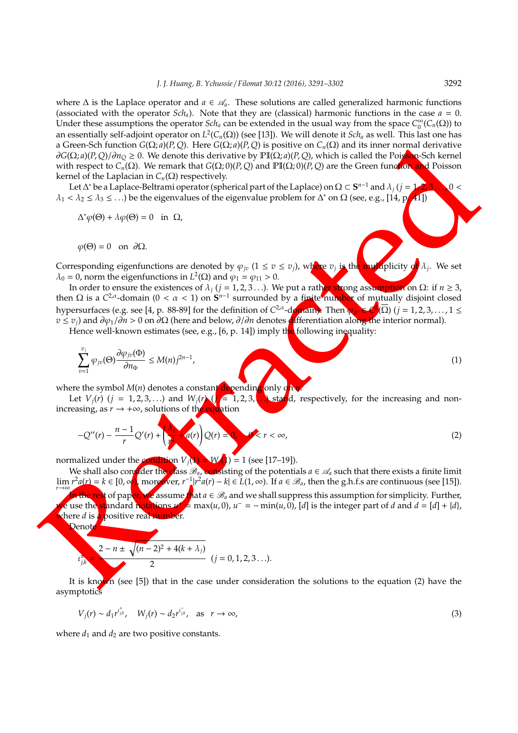where $\Delta$ is the Laplace operator and $a \in \mathscr{A}_a$. These solutions are called generalized harmonic functions (associated with the operator $Sch_a$). Note that they are (classical) harmonic functions in the case $a = 0$. Under these assumptions the operator $Sch_a$ can be extended in the usual way from the space $C_0^\infty(C_n(\Omega))$ to an essentially self-adjoint operator on $L^2(C_n(\Omega))$ (see [13]). We will denote it $Sch_a$ as well. This last one has a Green-Sch function $G(\Omega; a)(P, Q)$. Here $G(\Omega; a)(P, Q)$ is positive on $C_n(\Omega)$ and its inner normal derivative $\partial G(\Omega; a)(P, Q)/\partial n_Q \geq 0$. We denote this derivative by $\mathbb{PI}(\Omega; a)(P, Q)$, which is called the Poisson-Sch kernel with respect to $C_n(\Omega)$. We remark that $G(\Omega; 0)(P, Q)$ and $\mathbb{PI}(\Omega; 0)(P, Q)$ are the Green function and Poisson kernel of the Laplacian in $C_n(\Omega)$ respectively.

Let $\Delta^*$ be a Laplace-Beltrami operator (spherical part of the Laplace) on $\Omega \subset \mathbf{S}^{n-1}$ and $\lambda_j$ ($j = 1, 2, 3, \ldots, 0 < \lambda_1 < \lambda_2 \leq \lambda_3 \leq \ldots$) be the eigenvalues of the eigenvalue problem for $\Delta^*$ on $\Omega$ (see, e.g., [14, p. 41])

$$\Delta^* \varphi(\Theta) + \lambda \varphi(\Theta) = 0 \quad \text{in} \ \ \Omega,$$

$$\varphi(\Theta) = 0 \quad \text{on} \ \ \partial\Omega.$$

Corresponding eigenfunctions are denoted by $\varphi_{jv}$ ($1 \leq v \leq v_j$), where $v_j$ is the multiplicity of $\lambda_j$. We set $\lambda_0 = 0$, norm the eigenfunctions in $L^2(\Omega)$ and $\varphi_1 = \varphi_{11} > 0$.

In order to ensure the existences of $\lambda_j$ ($j = 1, 2, 3 \ldots$). We put a rather strong assumption on $\Omega$: if $n \geq 3$, then $\Omega$ is a $C^{2,\alpha}$-domain ($0 < \alpha < 1$) on $\mathbf{S}^{n-1}$ surrounded by a finite number of mutually disjoint closed hypersurfaces (e.g. see [4, p. 88-89] for the definition of $C^{2,\alpha}$-domain). Then $\varphi_{jv} \in C^2(\overline{\Omega})$ ($j = 1, 2, 3, \ldots, 1 \leq v \leq v_j$) and $\partial \varphi_1/\partial n > 0$ on $\partial\Omega$ (here and below, $\partial/\partial n$ denotes differentiation along the interior normal).

Hence well-known estimates (see, e.g., [6, p. 14]) imply the following inequality:

$$\sum_{v=1}^{v_j} \varphi_{jv}(\Theta) \frac{\partial \varphi_{jv}(\Phi)}{\partial n_\Phi} \leq M(n) j^{2n-1}, \tag{1}$$

where the symbol $M(n)$ denotes a constant depending only on $n$.

Let $V_j(r)$ ($j = 1, 2, 3, \ldots$) and $W_j(r)$ ($j = 1, 2, 3, \ldots$) stand, respectively, for the increasing and non-increasing, as $r \to +\infty$, solutions of the equation

$$-Q''(r) - \frac{n-1}{r} Q'(r) + \left( \frac{\lambda_j}{r^2} + a(r) \right) Q(r) = 0, \quad 0 < r < \infty, \tag{2}$$

normalized under the condition $V_j(1) = W_j(1) = 1$ (see [17–19]).

We shall also consider the class $\mathscr{B}_a$, consisting of the potentials $a \in \mathscr{A}_a$ such that there exists a finite limit $\lim_{r \to \infty} r^2 a(r) = k \in [0, \infty)$, moreover, $r^{-1}|r^2 a(r) - k| \in L(1, \infty)$. If $a \in \mathscr{B}_a$, then the g.h.f.s are continuous (see [15]).

In the rest of paper, we assume that $a \in \mathscr{B}_a$ and we shall suppress this assumption for simplicity. Further, we use the standard notations $u^+ = \max(u, 0)$, $u^- = -\min(u, 0)$, $[d]$ is the integer part of $d$ and $d = [d] + \{d\}$, where $d$ is a positive real number.

Denote

$$\iota_{j,k}^{\pm} = \frac{2 - n \pm \sqrt{(n-2)^2 + 4(k + \lambda_j)}}{2} \quad (j = 0, 1, 2, 3 \ldots).$$

It is known (see [5]) that in the case under consideration the solutions to the equation (2) have the asymptotics

$$V_j(r) \sim d_1 r^{\iota_{j,k}^+}, \quad W_j(r) \sim d_2 r^{\iota_{j,k}^-}, \quad \text{as} \quad r \to \infty, \tag{3}$$

where $d_1$ and $d_2$ are two positive constants.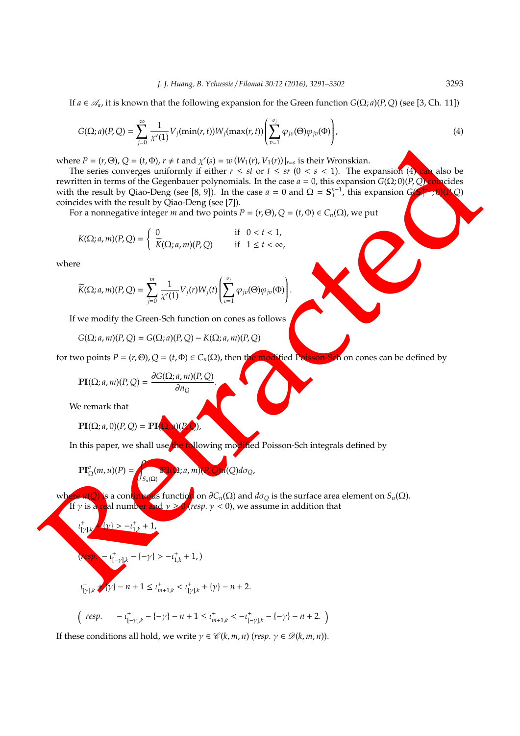If $a \in \mathscr{A}_a$, it is known that the following expansion for the Green function $G(\Omega;a)(P,Q)$ (see [3, Ch. 11])

$$G(\Omega;a)(P,Q) = \sum_{j=0}^{\infty} \frac{1}{\chi'(1)} V_j(\min(r,t)) W_j(\max(r,t)) \left( \sum_{v=1}^{v_j} \varphi_{jv}(\Theta)\varphi_{jv}(\Phi) \right), \tag{4}$$

where $P = (r,\Theta)$, $Q = (t,\Phi)$, $r \neq t$ and $\chi'(s) = w\left(W_1(r), V_1(r)\right)|_{r=s}$ is their Wronskian.

The series converges uniformly if either $r \leq st$ or $t \leq sr$ $(0 < s < 1)$. The expansion (4) can also be rewritten in terms of the Gegenbauer polynomials. In the case $a = 0$, this expansion $G(\Omega;0)(P,Q)$ coincides with the result by Qiao-Deng (see [8, 9]). In the case $a = 0$ and $\Omega = \mathbf{S}_+^{n-1}$, this expansion $G(\mathbf{S}_+^{n-1}, 0)(P,Q)$ coincides with the result by Qiao-Deng (see [7]).

For a nonnegative integer $m$ and two points $P = (r,\Theta), Q = (t,\Phi) \in C_n(\Omega)$, we put

$$K(\Omega;a,m)(P,Q) = \begin{cases} 0 & \text{if } \ 0 < t < 1, \\ \widetilde{K}(\Omega;a,m)(P,Q) & \text{if } \ 1 \leq t < \infty, \end{cases}$$

where

$$\widetilde{K}(\Omega;a,m)(P,Q) = \sum_{j=0}^{m} \frac{1}{\chi'(1)} V_j(r) W_j(t) \left( \sum_{v=1}^{v_j} \varphi_{jv}(\Theta)\varphi_{jv}(\Phi) \right).$$

If we modify the Green-Sch function on cones as follows

$$G(\Omega;a,m)(P,Q) = G(\Omega;a)(P,Q) - K(\Omega;a,m)(P,Q)$$

for two points $P = (r,\Theta), Q = (t,\Phi) \in C_n(\Omega)$, then the modified Poisson-Sch on cones can be defined by

$$\mathbb{PI}(\Omega;a,m)(P,Q) = \frac{\partial G(\Omega;a,m)(P,Q)}{\partial n_Q}.$$

We remark that

$$\mathbb{PI}(\Omega;a,0)(P,Q) = \mathbb{PI}(\Omega;a)(P,Q),$$

In this paper, we shall use the following modified Poisson-Sch integrals defined by

$$\mathbb{PI}_\Omega^a(m,u)(P) = \int_{S_n(\Omega)} \mathbb{PI}(\Omega;a,m)(P,Q)u(Q)d\sigma_Q,$$

where $u(Q)$ is a continuous function on $\partial C_n(\Omega)$ and $d\sigma_Q$ is the surface area element on $S_n(\Omega)$.

If $\gamma$ is a real number and $\gamma \geq 0$ (*resp.* $\gamma < 0$), we assume in addition that

$$\iota_{[\gamma],k}^+ + \{\gamma\} > -\iota_{1,k}^+ + 1,$$

$$(resp. \ -\iota_{[-\gamma],k}^+ - \{-\gamma\} > -\iota_{1,k}^+ + 1,)$$

$$\iota_{[\gamma],k}^+ + \{\gamma\} - n + 1 \leq \iota_{m+1,k}^+ < \iota_{[\gamma],k}^+ + \{\gamma\} - n + 2.$$

$$\left( resp. \quad -\iota_{[-\gamma],k}^+ - \{-\gamma\} - n + 1 \leq \iota_{m+1,k}^+ < -\iota_{[-\gamma],k}^+ - \{-\gamma\} - n + 2. \right)$$

If these conditions all hold, we write $\gamma \in \mathscr{C}(k,m,n)$ (*resp.* $\gamma \in \mathscr{D}(k,m,n)$).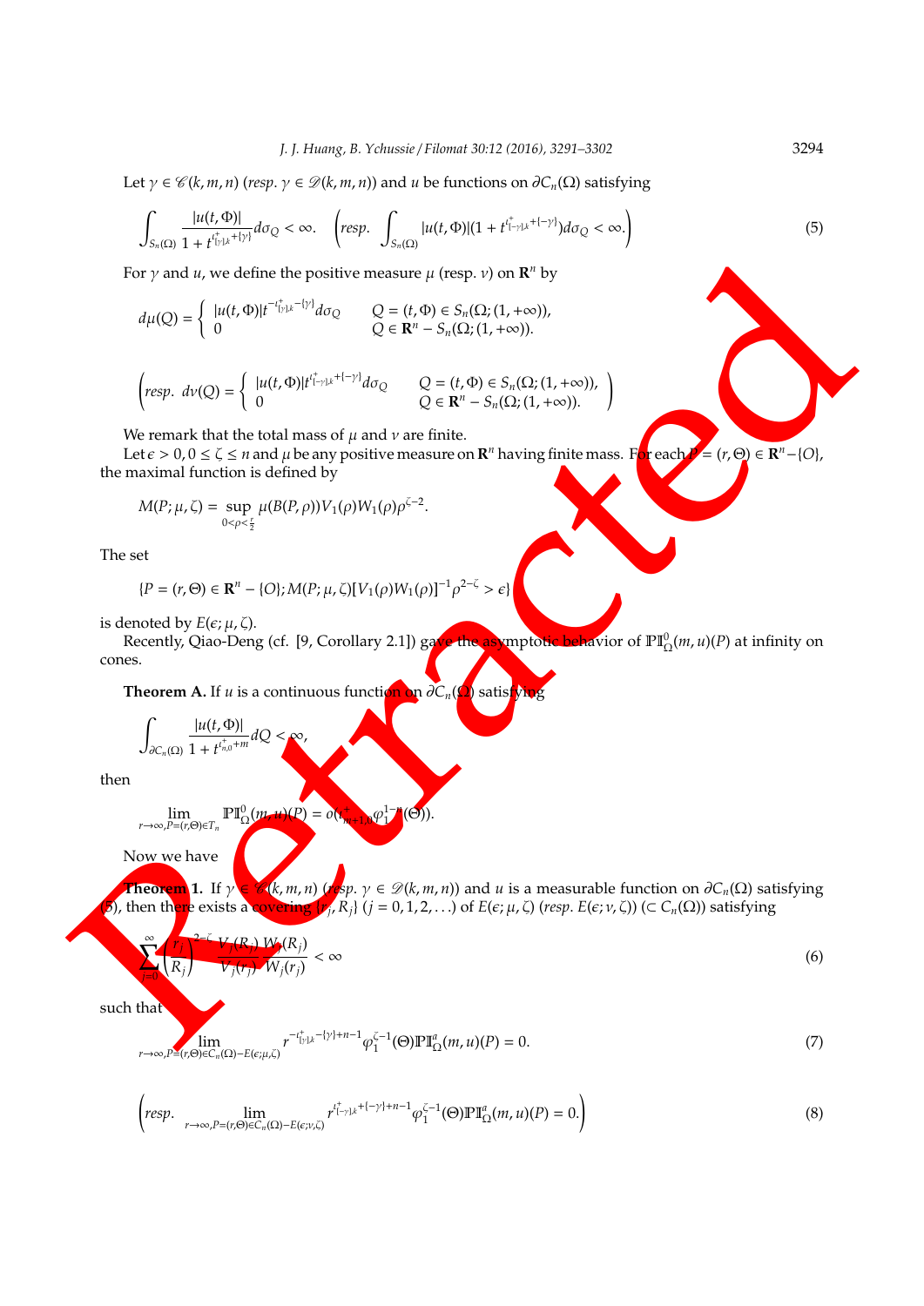Let $\gamma \in \mathscr{C}(k,m,n)$ (*resp*. $\gamma \in \mathscr{D}(k,m,n)$) and $u$ be functions on $\partial C_n(\Omega)$ satisfying

$$\int_{S_n(\Omega)} \frac{|u(t,\Phi)|}{1+t^{\iota^+_{[\gamma]_k}+\{\gamma\}}} d\sigma_Q < \infty. \quad \left( resp. \int_{S_n(\Omega)} |u(t,\Phi)|(1+t^{\iota^+_{[-\gamma]_k}+\{-\gamma\}}) d\sigma_Q < \infty. \right) \tag{5}$$

For $\gamma$ and $u$, we define the positive measure $\mu$ (resp. $\nu$) on $\mathbf{R}^n$ by

$$d\mu(Q) = \begin{cases} |u(t,\Phi)| t^{-\iota^+_{[\gamma]_k}-\{\gamma\}} d\sigma_Q & Q=(t,\Phi) \in S_n(\Omega;(1,+\infty)), \\ 0 & Q \in \mathbf{R}^n - S_n(\Omega;(1,+\infty)). \end{cases}$$

$$\left( resp.\ d\nu(Q) = \begin{cases} |u(t,\Phi)| t^{\iota^+_{[-\gamma]_k}+\{-\gamma\}} d\sigma_Q & Q=(t,\Phi) \in S_n(\Omega;(1,+\infty)), \\ 0 & Q \in \mathbf{R}^n - S_n(\Omega;(1,+\infty)). \end{cases} \right)$$

We remark that the total mass of $\mu$ and $\nu$ are finite.

Let $\epsilon > 0$, $0 \le \zeta \le n$ and $\mu$ be any positive measure on $\mathbf{R}^n$ having finite mass. For each $P = (r,\Theta) \in \mathbf{R}^n - \{O\}$, the maximal function is defined by

$$M(P;\mu,\zeta) = \sup_{0<\rho<\frac{r}{2}} \mu(B(P,\rho)) V_1(\rho) W_1(\rho) \rho^{\zeta-2}.$$

The set

$$\{P = (r,\Theta) \in \mathbf{R}^n - \{O\}; M(P;\mu,\zeta)[V_1(\rho)W_1(\rho)]^{-1}\rho^{2-\zeta} > \epsilon\}$$

is denoted by $E(\epsilon;\mu,\zeta)$.

Recently, Qiao-Deng (cf. [9, Corollary 2.1]) gave the asymptotic behavior of $\mathbb{PI}^0_\Omega(m,u)(P)$ at infinity on cones.

**Theorem A.** If $u$ is a continuous function on $\partial C_n(\Omega)$ satisfying

$$\int_{\partial C_n(\Omega)} \frac{|u(t,\Phi)|}{1+t^{\iota^+_{n,0}+m}} dQ < \infty,$$

then

$$\lim_{r\to\infty, P=(r,\Theta)\in T_n} \mathbb{PI}^0_\Omega(m,u)(P) = o(r^{\iota^+_{m+1,0}} \varphi_1^{1-n}(\Theta)).$$

Now we have

**Theorem 1.** If $\gamma \in \mathscr{C}(k,m,n)$ (*resp*. $\gamma \in \mathscr{D}(k,m,n)$) and $u$ is a measurable function on $\partial C_n(\Omega)$ satisfying (5), then there exists a covering $\{r_j, R_j\}$ $(j = 0,1,2,\ldots)$ of $E(\epsilon;\mu,\zeta)$ (*resp*. $E(\epsilon;\nu,\zeta)$) $(\subset C_n(\Omega))$ satisfying

$$\sum_{j=0}^{\infty} \left(\frac{r_j}{R_j}\right)^{2-\zeta} \frac{V_j(R_j)}{V_j(r_j)} \frac{W_j(R_j)}{W_j(r_j)} < \infty \tag{6}$$

such that

$$\lim_{r\to\infty, P=(r,\Theta)\in C_n(\Omega)-E(\epsilon;\mu,\zeta)} r^{-\iota^+_{[\gamma]_k}-\{\gamma\}+n-1} \varphi_1^{\zeta-1}(\Theta) \mathbb{PI}^a_\Omega(m,u)(P) = 0. \tag{7}$$

$$\left( resp. \lim_{r\to\infty, P=(r,\Theta)\in C_n(\Omega)-E(\epsilon;\nu,\zeta)} r^{\iota^+_{[-\gamma]_k}+\{-\gamma\}+n-1} \varphi_1^{\zeta-1}(\Theta) \mathbb{PI}^a_\Omega(m,u)(P) = 0. \right) \tag{8}$$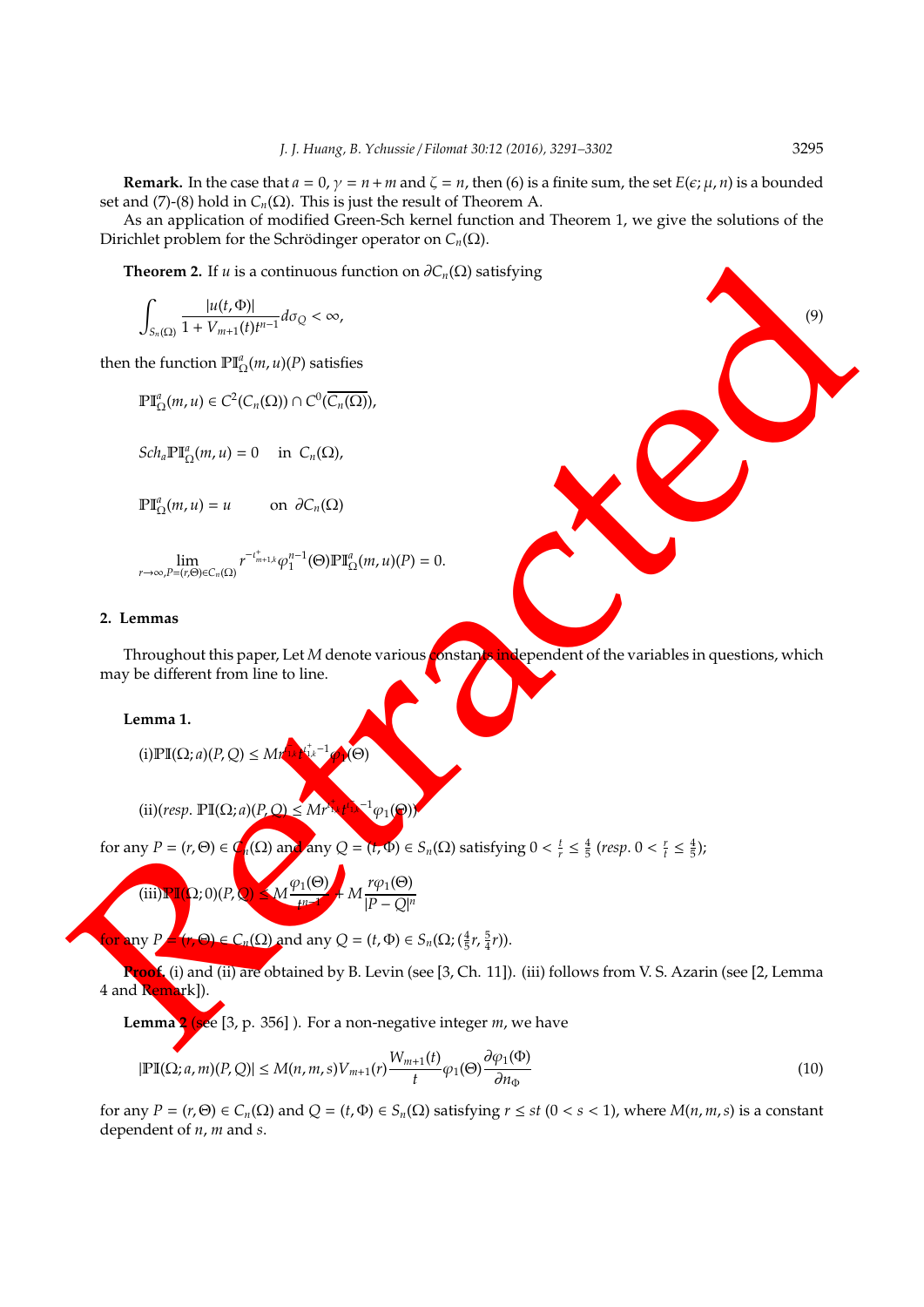**Remark.** In the case that $a = 0$, $\gamma = n + m$ and $\zeta = n$, then (6) is a finite sum, the set $E(\epsilon; \mu, n)$ is a bounded set and (7)-(8) hold in $C_n(\Omega)$. This is just the result of Theorem A.

As an application of modified Green-Sch kernel function and Theorem 1, we give the solutions of the Dirichlet problem for the Schrödinger operator on $C_n(\Omega)$.

**Theorem 2.** If $u$ is a continuous function on $\partial C_n(\Omega)$ satisfying

$$\int_{S_n(\Omega)} \frac{|u(t,\Phi)|}{1 + V_{m+1}(t)t^{n-1}} d\sigma_Q < \infty, \tag{9}$$

then the function $\mathbb{PI}^a_\Omega(m,u)(P)$ satisfies

$$\mathbb{PI}^a_\Omega(m,u) \in C^2(C_n(\Omega)) \cap C^0(\overline{C_n(\Omega)}),$$

$$Sch_a \mathbb{PI}^a_\Omega(m,u) = 0 \quad \text{in } C_n(\Omega),$$

$$\mathbb{PI}^a_\Omega(m,u) = u \quad \text{on } \partial C_n(\Omega)$$

$$\lim_{r\to\infty, P=(r,\Theta)\in C_n(\Omega)} r^{-\iota^+_{m+1,k}} \varphi_1^{n-1}(\Theta) \mathbb{PI}^a_\Omega(m,u)(P) = 0.$$

## 2. Lemmas

Throughout this paper, Let $M$ denote various constants independent of the variables in questions, which may be different from line to line.

**Lemma 1.**

(i) $\mathbb{PI}(\Omega; a)(P,Q) \leq M r^{\iota^-_{1,k}} t^{\iota^+_{1,k}-1} \varphi_1(\Theta)$

(ii) (*resp.* $\mathbb{PI}(\Omega; a)(P,Q) \leq M r^{\iota^+_{1,k}} t^{\iota^-_{1,k}-1} \varphi_1(\Theta)$)

for any $P = (r,\Theta) \in C_n(\Omega)$ and any $Q = (t,\Phi) \in S_n(\Omega)$ satisfying $0 < \frac{t}{r} \leq \frac{4}{5}$ (*resp.* $0 < \frac{r}{t} \leq \frac{4}{5}$);

(iii) $\mathbb{PI}(\Omega; 0)(P,Q) \leq M \dfrac{\varphi_1(\Theta)}{t^{n-1}} + M \dfrac{r\varphi_1(\Theta)}{|P-Q|^n}$

for any $P = (r,\Theta) \in C_n(\Omega)$ and any $Q = (t,\Phi) \in S_n(\Omega; (\frac{4}{5}r, \frac{5}{4}r))$.

*Proof.* (i) and (ii) are obtained by B. Levin (see [3, Ch. 11]). (iii) follows from V. S. Azarin (see [2, Lemma 4 and Remark]).

**Lemma 2** (see [3, p. 356] ). For a non-negative integer $m$, we have

$$|\mathbb{PI}(\Omega; a, m)(P,Q)| \leq M(n,m,s) V_{m+1}(r) \frac{W_{m+1}(t)}{t} \varphi_1(\Theta) \frac{\partial \varphi_1(\Phi)}{\partial n_\Phi} \tag{10}$$

for any $P = (r,\Theta) \in C_n(\Omega)$ and $Q = (t,\Phi) \in S_n(\Omega)$ satisfying $r \leq st$ $(0 < s < 1)$, where $M(n,m,s)$ is a constant dependent of $n$, $m$ and $s$.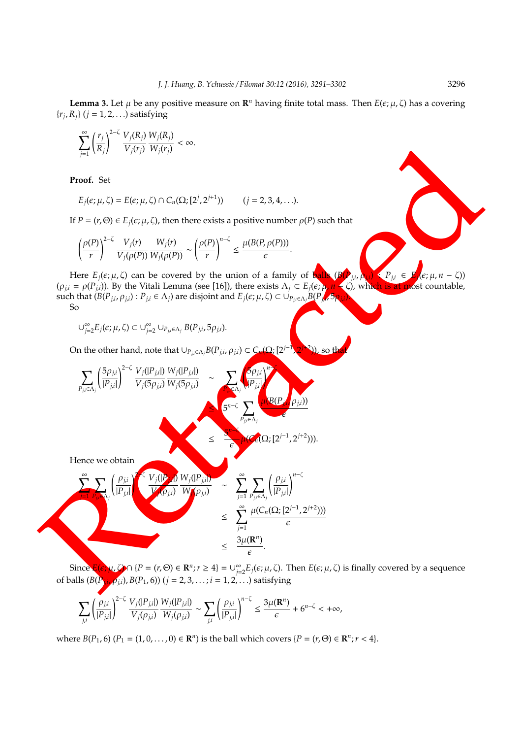**Lemma 3.** Let $\mu$ be any positive measure on $\mathbf{R}^n$ having finite total mass. Then $E(\epsilon;\mu,\zeta)$ has a covering $\{r_j, R_j\}$ $(j = 1, 2, \ldots)$ satisfying

$$\sum_{j=1}^{\infty} \left(\frac{r_j}{R_j}\right)^{2-\zeta} \frac{V_j(R_j)}{V_j(r_j)} \frac{W_j(R_j)}{W_j(r_j)} < \infty.$$

**Proof.** Set

$$E_j(\epsilon;\mu,\zeta) = E(\epsilon;\mu,\zeta) \cap C_n(\Omega;[2^j, 2^{j+1})) \qquad (j = 2, 3, 4, \ldots).$$

If $P = (r,\Theta) \in E_j(\epsilon;\mu,\zeta)$, then there exists a positive number $\rho(P)$ such that

$$\left(\frac{\rho(P)}{r}\right)^{2-\zeta} \frac{V_j(r)}{V_j(\rho(P))} \frac{W_j(r)}{W_j(\rho(P))} \sim \left(\frac{\rho(P)}{r}\right)^{n-\zeta} \leq \frac{\mu(B(P,\rho(P)))}{\epsilon}.$$

Here $E_j(\epsilon;\mu,\zeta)$ can be covered by the union of a family of balls $(B(P_{j,i},\rho_{j,i}) : P_{j,i} \in E_j(\epsilon;\mu,n-\zeta))$ $(\rho_{j,i} = \rho(P_{j,i}))$. By the Vitali Lemma (see [16]), there exists $\Lambda_j \subset E_j(\epsilon;\mu,n-\zeta)$, which is at most countable, such that $(B(P_{j,i},\rho_{j,i}) : P_{j,i} \in \Lambda_j)$ are disjoint and $E_j(\epsilon;\mu,\zeta) \subset \cup_{P_{j,i}\in\Lambda_j} B(P_{j,i}, 5\rho_{j,i})$.

So

$$\cup_{j=2}^{\infty} E_j(\epsilon;\mu,\zeta) \subset \cup_{j=2}^{\infty} \cup_{P_{j,i}\in\Lambda_j} B(P_{j,i}, 5\rho_{j,i}).$$

On the other hand, note that $\cup_{P_{j,i}\in\Lambda_j} B(P_{j,i},\rho_{j,i}) \subset C_n(\Omega;[2^{j-1}, 2^{j+2}))$, so that

$$\begin{aligned}
\sum_{P_{j,i}\in\Lambda_j} \left(\frac{5\rho_{j,i}}{|P_{j,i}|}\right)^{2-\zeta} \frac{V_j(|P_{j,i}|)}{V_j(5\rho_{j,i})} \frac{W_j(|P_{j,i}|)}{W_j(5\rho_{j,i})} &\sim \sum_{P_{j,i}\in\Lambda_j} \left(\frac{5\rho_{j,i}}{|P_{j,i}|}\right)^{n-\zeta} \\
&\leq 5^{n-\zeta} \sum_{P_{j,i}\in\Lambda_j} \frac{\mu(B(P_{j,i},\rho_{j,i}))}{\epsilon} \\
&\leq \frac{5^{n-\zeta}}{\epsilon} \mu(C_n(\Omega;[2^{j-1}, 2^{j+2}))).
\end{aligned}$$

Hence we obtain

$$\begin{aligned}
\sum_{j=1}^{\infty} \sum_{P_{j,i}\in\Lambda_j} \left(\frac{\rho_{j,i}}{|P_{j,i}|}\right)^{2-\zeta} \frac{V_j(|P_{j,i}|)}{V_j(\rho_{j,i})} \frac{W_j(|P_{j,i}|)}{W_j(\rho_{j,i})} &\sim \sum_{j=1}^{\infty} \sum_{P_{j,i}\in\Lambda_j} \left(\frac{\rho_{j,i}}{|P_{j,i}|}\right)^{n-\zeta} \\
&\leq \sum_{j=1}^{\infty} \frac{\mu(C_n(\Omega;[2^{j-1}, 2^{j+2})))}{\epsilon} \\
&\leq \frac{3\mu(\mathbf{R}^n)}{\epsilon}.
\end{aligned}$$

Since $E(\epsilon;\mu,\zeta) \cap \{P = (r,\Theta) \in \mathbf{R}^n; r \geq 4\} = \cup_{j=2}^{\infty} E_j(\epsilon;\mu,\zeta)$. Then $E(\epsilon;\mu,\zeta)$ is finally covered by a sequence of balls $(B(P_{j,i},\rho_{j,i}), B(P_1, 6))$ $(j = 2, 3, \ldots; i = 1, 2, \ldots)$ satisfying

$$\sum_{j,i} \left(\frac{\rho_{j,i}}{|P_{j,i}|}\right)^{2-\zeta} \frac{V_j(|P_{j,i}|)}{V_j(\rho_{j,i})} \frac{W_j(|P_{j,i}|)}{W_j(\rho_{j,i})} \sim \sum_{j,i} \left(\frac{\rho_{j,i}}{|P_{j,i}|}\right)^{n-\zeta} \leq \frac{3\mu(\mathbf{R}^n)}{\epsilon} + 6^{n-\zeta} < +\infty,$$

where $B(P_1, 6)$ $(P_1 = (1, 0, \ldots, 0) \in \mathbf{R}^n)$ is the ball which covers $\{P = (r,\Theta) \in \mathbf{R}^n; r < 4\}$.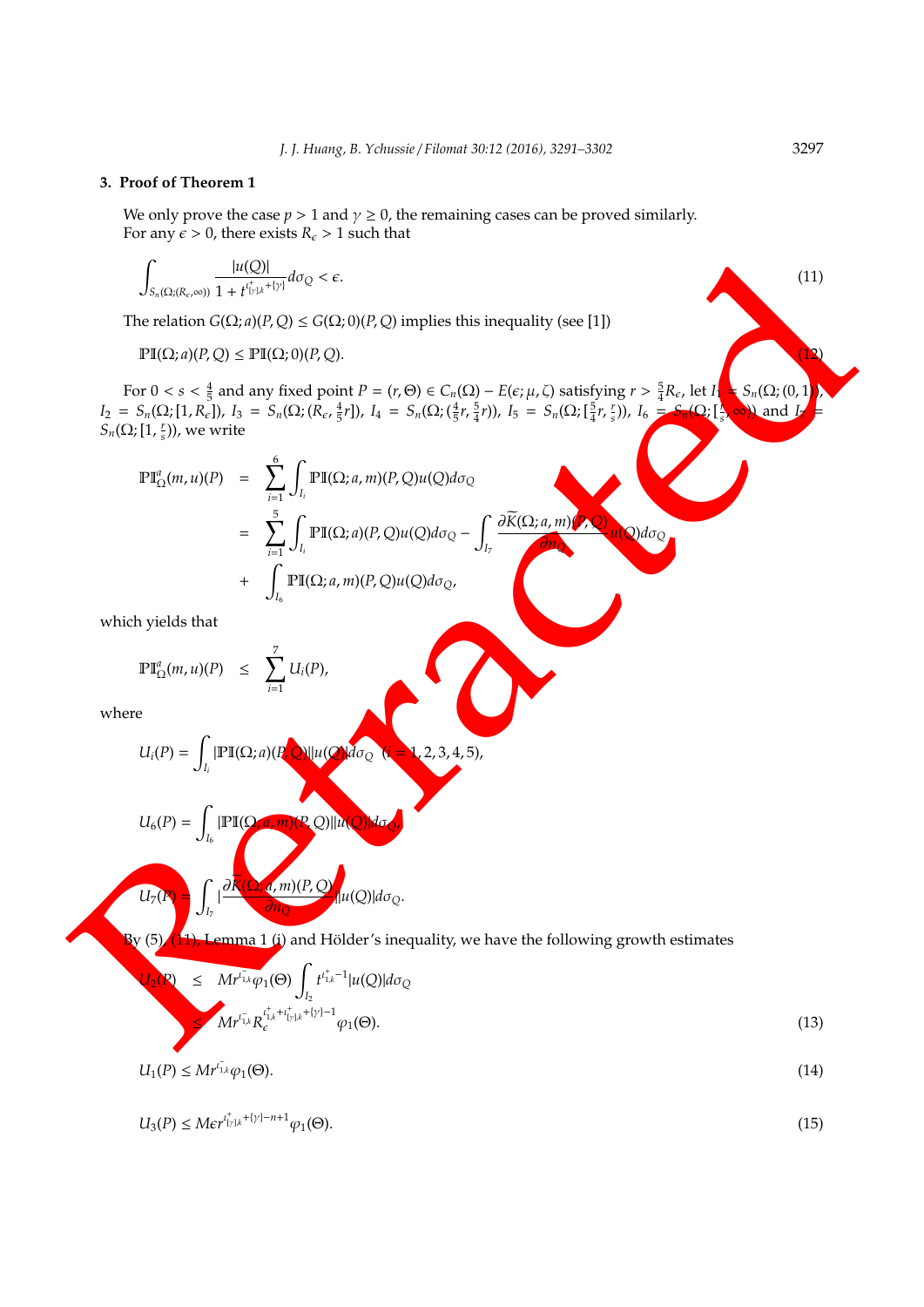## 3. Proof of Theorem 1

We only prove the case $p > 1$ and $\gamma \geq 0$, the remaining cases can be proved similarly.
For any $\epsilon > 0$, there exists $R_\epsilon > 1$ such that

$$\int_{S_n(\Omega;(R_\epsilon,\infty))} \frac{|u(Q)|}{1 + t^{\iota^+_{[\gamma],k}+\{\gamma\}}} d\sigma_Q < \epsilon. \tag{11}$$

The relation $G(\Omega; a)(P, Q) \leq G(\Omega; 0)(P, Q)$ implies this inequality (see [1])

$$\mathbb{PI}(\Omega; a)(P, Q) \leq \mathbb{PI}(\Omega; 0)(P, Q). \tag{12}$$

For $0 < s < \frac{4}{5}$ and any fixed point $P = (r, \Theta) \in C_n(\Omega) - E(\epsilon; \mu, \zeta)$ satisfying $r > \frac{5}{4}R_\epsilon$, let $I_1 = S_n(\Omega; (0, 1))$, $I_2 = S_n(\Omega; [1, R_\epsilon])$, $I_3 = S_n(\Omega; (R_\epsilon, \frac{4}{5}r])$, $I_4 = S_n(\Omega; (\frac{4}{5}r, \frac{5}{4}r))$, $I_5 = S_n(\Omega; [\frac{5}{4}r, \frac{r}{s}))$, $I_6 = S_n(\Omega; [\frac{r}{s}, \infty))$ and $I_7 = S_n(\Omega; [1, \frac{r}{s}))$, we write

$$\begin{aligned}
\mathbb{PI}^a_\Omega(m, u)(P) &= \sum_{i=1}^{6} \int_{I_i} \mathbb{PI}(\Omega; a, m)(P, Q)u(Q)d\sigma_Q \\
&= \sum_{i=1}^{5} \int_{I_i} \mathbb{PI}(\Omega; a)(P, Q)u(Q)d\sigma_Q - \int_{I_7} \frac{\partial \widetilde{K}(\Omega; a, m)(P, Q)}{\partial n_Q} u(Q)d\sigma_Q \\
&+ \int_{I_6} \mathbb{PI}(\Omega; a, m)(P, Q)u(Q)d\sigma_Q,
\end{aligned}$$

which yields that

$$\mathbb{PI}^a_\Omega(m, u)(P) \leq \sum_{i=1}^{7} U_i(P),$$

where

$$U_i(P) = \int_{I_i} |\mathbb{PI}(\Omega; a)(P, Q)||u(Q)|d\sigma_Q \quad (i = 1, 2, 3, 4, 5),$$

$$U_6(P) = \int_{I_6} |\mathbb{PI}(\Omega; a, m)(P, Q)||u(Q)|d\sigma_Q,$$

$$U_7(P) = \int_{I_7} \left|\frac{\partial \widetilde{K}(\Omega; a, m)(P, Q)}{\partial n_Q}\right||u(Q)|d\sigma_Q.$$

By (5), (11), Lemma 1 (i) and Hölder's inequality, we have the following growth estimates

$$\begin{aligned}
U_2(P) &\leq Mr^{\iota^-_{1,k}}\varphi_1(\Theta) \int_{I_2} t^{\iota^+_{1,k}-1}|u(Q)|d\sigma_Q \\
&\leq Mr^{\iota^-_{1,k}} R_\epsilon^{\iota^+_{1,k}+\iota^+_{[\gamma],k}+\{\gamma\}-1}\varphi_1(\Theta).
\end{aligned} \tag{13}$$

$$U_1(P) \leq Mr^{\iota^-_{1,k}}\varphi_1(\Theta). \tag{14}$$

$$U_3(P) \leq M\epsilon r^{\iota^+_{[\gamma],k}+\{\gamma\}-n+1}\varphi_1(\Theta). \tag{15}$$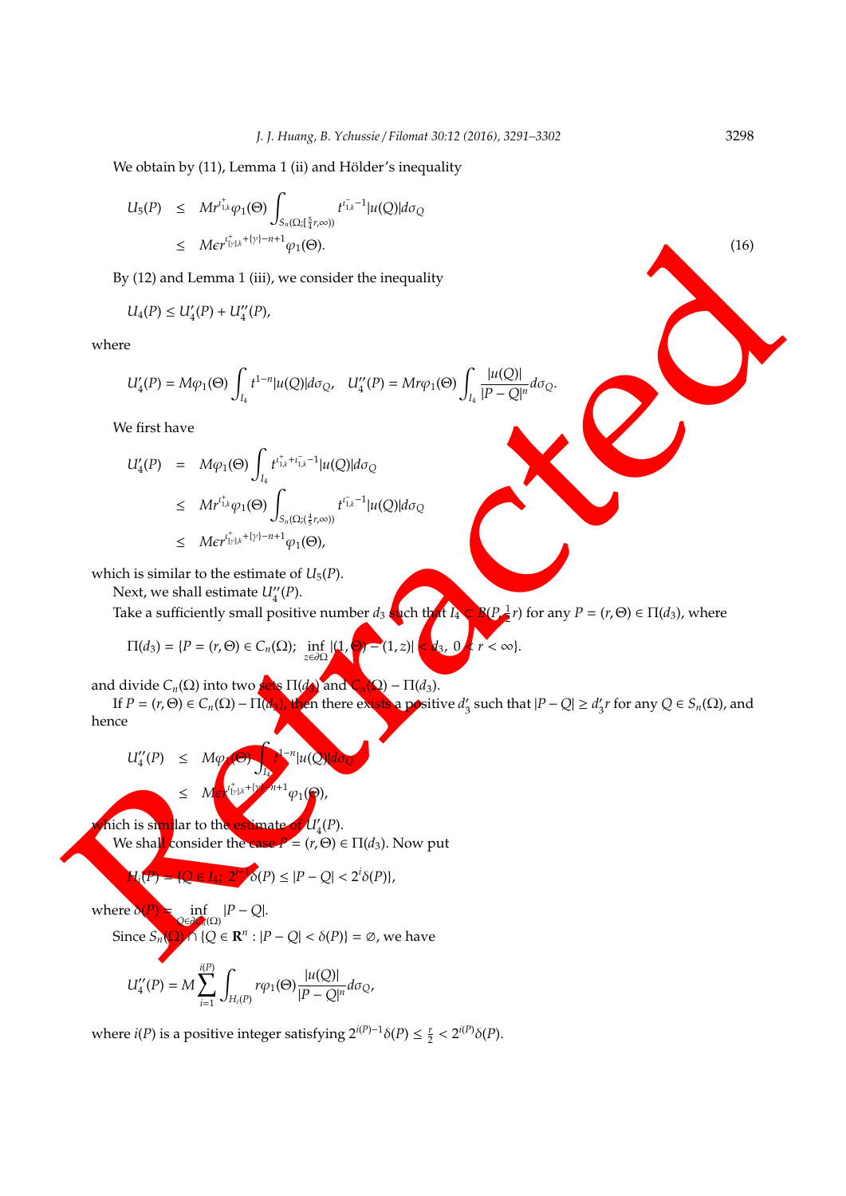We obtain by (11), Lemma 1 (ii) and Hölder's inequality

$$
\begin{aligned}
U_5(P) &\leq Mr^{\iota^+_{1,k}}\varphi_1(\Theta)\int_{S_n(\Omega;[\frac{5}{4}r,\infty))} t^{\iota^-_{1,k}-1}|u(Q)|d\sigma_Q \\
&\leq M\epsilon r^{\iota^+_{[\gamma],k}+\{\gamma\}-n+1}\varphi_1(\Theta). \qquad (16)
\end{aligned}
$$

By (12) and Lemma 1 (iii), we consider the inequality

$$
U_4(P) \leq U_4'(P) + U_4''(P),
$$

where

$$
U_4'(P) = M\varphi_1(\Theta)\int_{I_4} t^{1-n}|u(Q)|d\sigma_Q, \quad U_4''(P) = Mr\varphi_1(\Theta)\int_{I_4}\frac{|u(Q)|}{|P-Q|^n}d\sigma_Q.
$$

We first have

$$
\begin{aligned}
U_4'(P) &= M\varphi_1(\Theta)\int_{I_4} t^{\iota^+_{1,k}+\iota^-_{1,k}-1}|u(Q)|d\sigma_Q \\
&\leq Mr^{\iota^+_{1,k}}\varphi_1(\Theta)\int_{S_n(\Omega;(\frac{4}{5}r,\infty))} t^{\iota^-_{1,k}-1}|u(Q)|d\sigma_Q \\
&\leq M\epsilon r^{\iota^+_{[\gamma],k}+\{\gamma\}-n+1}\varphi_1(\Theta),
\end{aligned}
$$

which is similar to the estimate of $U_5(P)$.

Next, we shall estimate $U_4''(P)$.

Take a sufficiently small positive number $d_3$ such that $I_4 \subset B(P, \frac{1}{2}r)$ for any $P = (r, \Theta) \in \Pi(d_3)$, where

$$
\Pi(d_3) = \{P = (r,\Theta) \in C_n(\Omega);\ \inf_{z\in\partial\Omega}|(1,\Theta)-(1,z)| < d_3,\ 0 < r < \infty\}.
$$

and divide $C_n(\Omega)$ into two sets $\Pi(d_3)$ and $C_n(\Omega) - \Pi(d_3)$.

If $P = (r,\Theta) \in C_n(\Omega) - \Pi(d_3)$, then there exists a positive $d_3'$ such that $|P-Q| \geq d_3' r$ for any $Q \in S_n(\Omega)$, and hence

$$
\begin{aligned}
U_4''(P) &\leq M\varphi_1(\Theta)\int_{I_4} t^{1-n}|u(Q)|d\sigma_Q \\
&\leq M\epsilon r^{\iota^+_{[\gamma],k}+\{\gamma\}-n+1}\varphi_1(\Theta),
\end{aligned}
$$

which is similar to the estimate of $U_4'(P)$.

We shall consider the case $P = (r,\Theta) \in \Pi(d_3)$. Now put

$$
H_i(P) = \{Q \in I_4;\ 2^{i-1}\delta(P) \leq |P-Q| < 2^i\delta(P)\},
$$

where $\delta(P) = \inf_{Q\in\partial C_n(\Omega)}|P-Q|$.

Since $S_n(\Omega) \cap \{Q \in \mathbf{R}^n : |P-Q| < \delta(P)\} = \varnothing$, we have

$$
U_4''(P) = M\sum_{i=1}^{i(P)}\int_{H_i(P)} r\varphi_1(\Theta)\frac{|u(Q)|}{|P-Q|^n}d\sigma_Q,
$$

where $i(P)$ is a positive integer satisfying $2^{i(P)-1}\delta(P) \leq \frac{r}{2} < 2^{i(P)}\delta(P)$.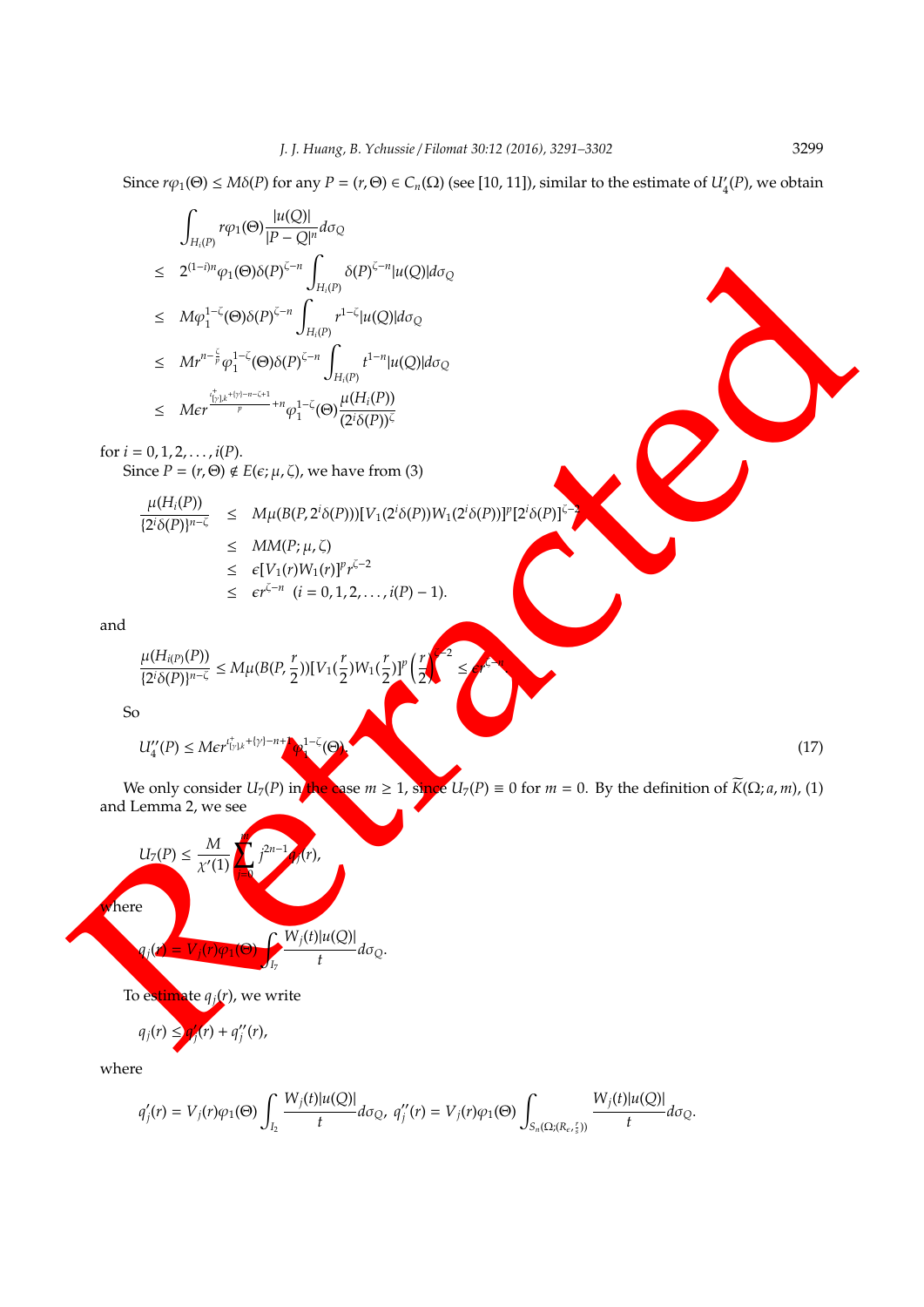Since $r\varphi_1(\Theta) \le M\delta(P)$ for any $P = (r, \Theta) \in C_n(\Omega)$ (see [10, 11]), similar to the estimate of $U_4'(P)$, we obtain

$$
\begin{aligned}
&\int_{H_i(P)} r\varphi_1(\Theta) \frac{|u(Q)|}{|P-Q|^n} d\sigma_Q \\
\le\ & 2^{(1-i)n}\varphi_1(\Theta)\delta(P)^{\zeta-n} \int_{H_i(P)} \delta(P)^{\zeta-n}|u(Q)| d\sigma_Q \\
\le\ & M\varphi_1^{1-\zeta}(\Theta)\delta(P)^{\zeta-n} \int_{H_i(P)} r^{1-\zeta}|u(Q)| d\sigma_Q \\
\le\ & Mr^{n-\frac{\zeta}{p}}\varphi_1^{1-\zeta}(\Theta)\delta(P)^{\zeta-n} \int_{H_i(P)} t^{1-n}|u(Q)| d\sigma_Q \\
\le\ & M\epsilon r^{\frac{\iota^+_{[\gamma],k}+\{\gamma\}-n-\zeta+1}{p}+n}\varphi_1^{1-\zeta}(\Theta)\frac{\mu(H_i(P))}{(2^i\delta(P))^{\zeta}}
\end{aligned}
$$

for $i = 0, 1, 2, \ldots, i(P)$.

Since $P = (r, \Theta) \notin E(\epsilon; \mu, \zeta)$, we have from (3)

$$
\begin{aligned}
\frac{\mu(H_i(P))}{\{2^i\delta(P)\}^{n-\zeta}} &\le M\mu(B(P, 2^i\delta(P)))[V_1(2^i\delta(P))W_1(2^i\delta(P))]^p[2^i\delta(P)]^{\zeta-2} \\
&\le MM(P; \mu, \zeta) \\
&\le \epsilon[V_1(r)W_1(r)]^p r^{\zeta-2} \\
&\le \epsilon r^{\zeta-n} \quad (i = 0, 1, 2, \ldots, i(P)-1).
\end{aligned}
$$

and

$$
\frac{\mu(H_{i(P)}(P))}{\{2^i\delta(P)\}^{n-\zeta}} \le M\mu(B(P, \frac{r}{2}))[V_1(\frac{r}{2})W_1(\frac{r}{2})]^p\left(\frac{r}{2}\right)^{\zeta-2} \le \epsilon r^{\zeta-n}.
$$

So

$$
U_4''(P) \le M\epsilon r^{\iota^+_{[\gamma],k}+\{\gamma\}-n+1}\varphi_1^{1-\zeta}(\Theta). \tag{17}
$$

We only consider $U_7(P)$ in the case $m \ge 1$, since $U_7(P) \equiv 0$ for $m = 0$. By the definition of $\widetilde{K}(\Omega; a, m)$, (1) and Lemma 2, we see

$$
U_7(P) \le \frac{M}{\chi'(1)}\sum_{j=0}^{m} j^{2n-1}q_j(r),
$$

where

$$
q_j(r) = V_j(r)\varphi_1(\Theta)\int_{I_7}\frac{W_j(t)|u(Q)|}{t}d\sigma_Q.
$$

To estimate $q_j(r)$, we write

$$
q_j(r) \le q_j'(r) + q_j''(r),
$$

where

$$
q_j'(r) = V_j(r)\varphi_1(\Theta)\int_{I_2}\frac{W_j(t)|u(Q)|}{t}d\sigma_Q,\ q_j''(r) = V_j(r)\varphi_1(\Theta)\int_{S_n(\Omega;(R_\epsilon,\frac{r}{2}))}\frac{W_j(t)|u(Q)|}{t}d\sigma_Q.
$$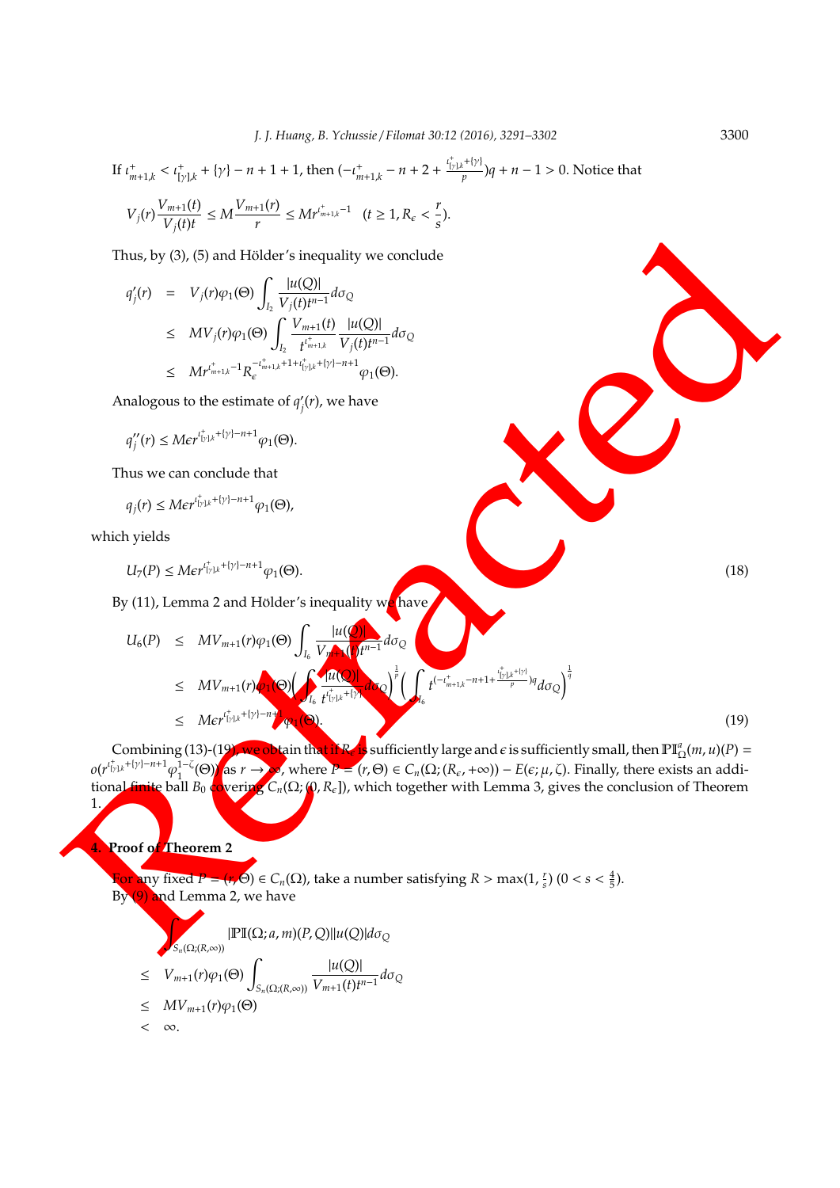If $\iota^+_{m+1,k} < \iota^+_{[\gamma],k} + \{\gamma\} - n + 1 + 1$, then $(-\iota^+_{m+1,k} - n + 2 + \frac{\iota^+_{[\gamma],k}+\{\gamma\}}{p})q + n - 1 > 0$. Notice that

$$V_j(r)\frac{V_{m+1}(t)}{V_j(t)t} \leq M\frac{V_{m+1}(r)}{r} \leq Mr^{\iota^+_{m+1,k}-1} \quad (t \geq 1, R_\epsilon < \frac{r}{s}).$$

Thus, by (3), (5) and Hölder's inequality we conclude

$$\begin{aligned} q'_j(r) &= V_j(r)\varphi_1(\Theta)\int_{I_2}\frac{|u(Q)|}{V_j(t)t^{n-1}}d\sigma_Q \\ &\leq MV_j(r)\varphi_1(\Theta)\int_{I_2}\frac{V_{m+1}(t)}{t^{\iota^+_{m+1,k}}}\frac{|u(Q)|}{V_j(t)t^{n-1}}d\sigma_Q \\ &\leq Mr^{\iota^+_{m+1,k}-1}R_\epsilon^{-\iota^+_{m+1,k}+1+\iota^+_{[\gamma],k}+\{\gamma\}-n+1}\varphi_1(\Theta). \end{aligned}$$

Analogous to the estimate of $q'_j(r)$, we have

$$q''_j(r) \leq M\epsilon r^{\iota^+_{[\gamma],k}+\{\gamma\}-n+1}\varphi_1(\Theta).$$

Thus we can conclude that

$$q_j(r) \leq M\epsilon r^{\iota^+_{[\gamma],k}+\{\gamma\}-n+1}\varphi_1(\Theta),$$

which yields

$$U_7(P) \leq M\epsilon r^{\iota^+_{[\gamma],k}+\{\gamma\}-n+1}\varphi_1(\Theta). \tag{18}$$

By (11), Lemma 2 and Hölder's inequality we have

$$\begin{aligned} U_6(P) &\leq MV_{m+1}(r)\varphi_1(\Theta)\int_{I_6}\frac{|u(Q)|}{V_{m+1}(t)t^{n-1}}d\sigma_Q \\ &\leq MV_{m+1}(r)\varphi_1(\Theta)\left(\int_{I_6}\frac{|u(Q)|}{t^{\iota^+_{[\gamma],k}+\{\gamma\}}}d\sigma_Q\right)^{\frac{1}{p}}\left(\int_{I_6}t^{(-\iota^+_{m+1,k}-n+1+\frac{\iota^+_{[\gamma],k}+\{\gamma\}}{p})q}d\sigma_Q\right)^{\frac{1}{q}} \\ &\leq M\epsilon r^{\iota^+_{[\gamma],k}+\{\gamma\}-n+1}\varphi_1(\Theta). \end{aligned} \tag{19}$$

Combining (13)-(19), we obtain that if $R_\epsilon$ is sufficiently large and $\epsilon$ is sufficiently small, then $\mathbb{PI}^a_\Omega(m,u)(P) = o(r^{\iota^+_{[\gamma],k}+\{\gamma\}-n+1}\varphi_1^{1-\zeta}(\Theta))$ as $r \to \infty$, where $P = (r,\Theta) \in C_n(\Omega;(R_\epsilon,+\infty)) - E(\epsilon;\mu,\zeta)$. Finally, there exists an additional finite ball $B_0$ covering $C_n(\Omega;(0,R_\epsilon])$, which together with Lemma 3, gives the conclusion of Theorem 1.

## 4. Proof of Theorem 2

For any fixed $P = (r,\Theta) \in C_n(\Omega)$, take a number satisfying $R > \max(1, \frac{r}{s})$ $(0 < s < \frac{4}{5})$.

By (9) and Lemma 2, we have

$$\begin{aligned} &\int_{S_n(\Omega;(R,\infty))}|\mathbb{PI}(\Omega;a,m)(P,Q)||u(Q)|d\sigma_Q \\ \leq\ & V_{m+1}(r)\varphi_1(\Theta)\int_{S_n(\Omega;(R,\infty))}\frac{|u(Q)|}{V_{m+1}(t)t^{n-1}}d\sigma_Q \\ \leq\ & MV_{m+1}(r)\varphi_1(\Theta) \\ <\ & \infty. \end{aligned}$$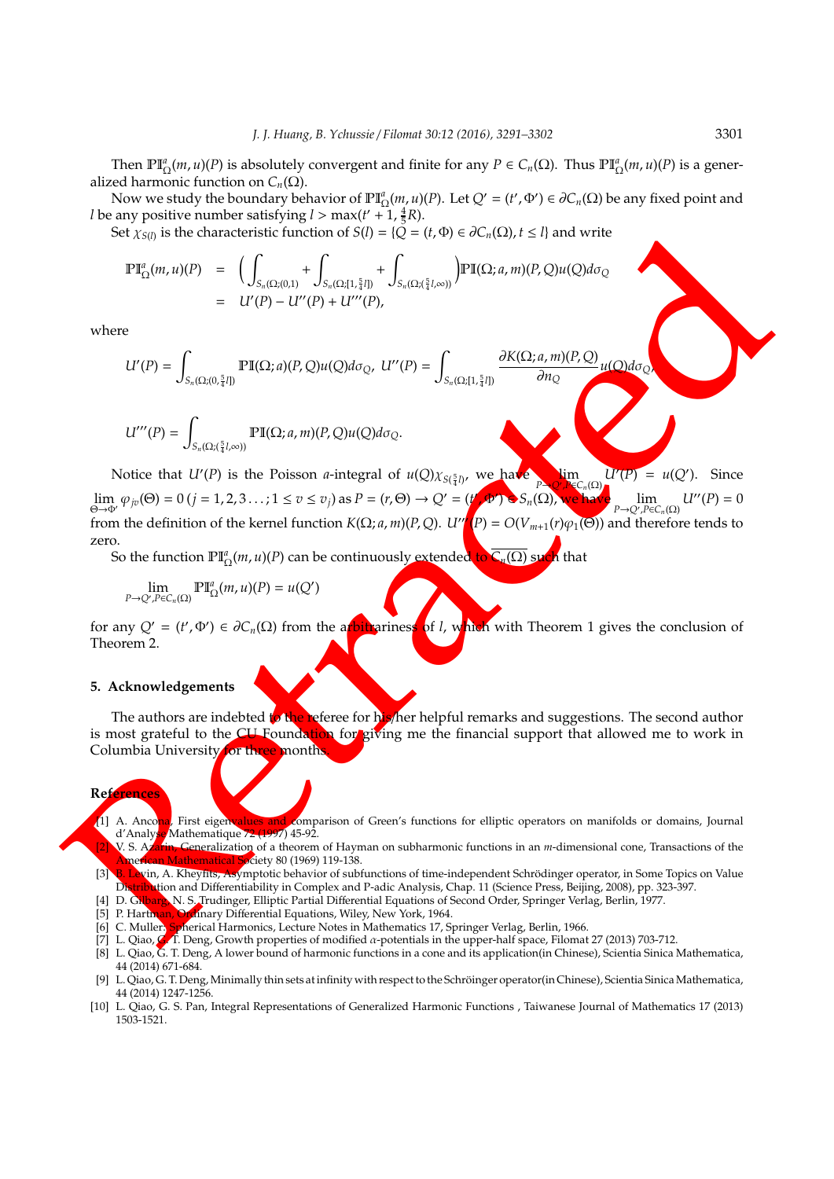Then $\mathbb{PI}^a_\Omega(m,u)(P)$ is absolutely convergent and finite for any $P \in C_n(\Omega)$. Thus $\mathbb{PI}^a_\Omega(m,u)(P)$ is a generalized harmonic function on $C_n(\Omega)$.

Now we study the boundary behavior of $\mathbb{PI}^a_\Omega(m,u)(P)$. Let $Q' = (t', \Phi') \in \partial C_n(\Omega)$ be any fixed point and $l$ be any positive number satisfying $l > \max(t' + 1, \frac{4}{5}R)$.

Set $\chi_{S(l)}$ is the characteristic function of $S(l) = \{Q = (t, \Phi) \in \partial C_n(\Omega), t \leq l\}$ and write

$$\begin{aligned}
\mathbb{PI}^a_\Omega(m,u)(P) &= \Big( \int_{S_n(\Omega;(0,1))} + \int_{S_n(\Omega;[1,\frac{5}{4}l])} + \int_{S_n(\Omega;(\frac{5}{4}l,\infty))} \Big) \mathbb{PI}(\Omega;a,m)(P,Q)u(Q)d\sigma_Q \\
&= U'(P) - U''(P) + U'''(P),
\end{aligned}$$

where

$$U'(P) = \int_{S_n(\Omega;(0,\frac{5}{4}l])} \mathbb{PI}(\Omega;a)(P,Q)u(Q)d\sigma_Q, \quad U''(P) = \int_{S_n(\Omega;[1,\frac{5}{4}l])} \frac{\partial K(\Omega;a,m)(P,Q)}{\partial n_Q} u(Q)d\sigma_Q,$$

$$U'''(P) = \int_{S_n(\Omega;(\frac{5}{4}l,\infty))} \mathbb{PI}(\Omega;a,m)(P,Q)u(Q)d\sigma_Q.$$

Notice that $U'(P)$ is the Poisson $a$-integral of $u(Q)\chi_{S(\frac{5}{4}l)}$, we have $\lim_{P \to Q', P \in C_n(\Omega)} U'(P) = u(Q')$. Since $\lim_{\Theta \to \Phi'} \varphi_{jv}(\Theta) = 0$ $(j = 1,2,3\ldots; 1 \leq v \leq v_j)$ as $P = (r,\Theta) \to Q' = (t', \Phi') \in S_n(\Omega)$, we have $\lim_{P \to Q', P \in C_n(\Omega)} U''(P) = 0$ from the definition of the kernel function $K(\Omega;a,m)(P,Q)$. $U'''(P) = O(V_{m+1}(r)\varphi_1(\Theta))$ and therefore tends to zero.

So the function $\mathbb{PI}^a_\Omega(m,u)(P)$ can be continuously extended to $\overline{C_n(\Omega)}$ such that

$$\lim_{P \to Q', P \in C_n(\Omega)} \mathbb{PI}^a_\Omega(m,u)(P) = u(Q')$$

for any $Q' = (t', \Phi') \in \partial C_n(\Omega)$ from the arbitrariness of $l$, which with Theorem 1 gives the conclusion of Theorem 2.

## 5. Acknowledgements

The authors are indebted to the referee for his/her helpful remarks and suggestions. The second author is most grateful to the CU Foundation for giving me the financial support that allowed me to work in Columbia University for three months.

## References

[1] A. Ancona, First eigenvalues and comparison of Green's functions for elliptic operators on manifolds or domains, Journal d'Analyse Mathematique 72 (1997) 45-92.

[2] V. S. Azarin, Generalization of a theorem of Hayman on subharmonic functions in an $m$-dimensional cone, Transactions of the American Mathematical Society 80 (1969) 119-138.

[3] B. Levin, A. Kheyfits, Asymptotic behavior of subfunctions of time-independent Schrödinger operator, in Some Topics on Value Distribution and Differentiability in Complex and P-adic Analysis, Chap. 11 (Science Press, Beijing, 2008), pp. 323-397.

[4] D. Gilbarg, N. S. Trudinger, Elliptic Partial Differential Equations of Second Order, Springer Verlag, Berlin, 1977.

[5] P. Hartman, Ordinary Differential Equations, Wiley, New York, 1964.

[6] C. Muller, Spherical Harmonics, Lecture Notes in Mathematics 17, Springer Verlag, Berlin, 1966.

[7] L. Qiao, G. T. Deng, Growth properties of modified $\alpha$-potentials in the upper-half space, Filomat 27 (2013) 703-712.

[8] L. Qiao, G. T. Deng, A lower bound of harmonic functions in a cone and its application(in Chinese), Scientia Sinica Mathematica, 44 (2014) 671-684.

[9] L. Qiao, G. T. Deng, Minimally thin sets at infinity with respect to the Schröinger operator(in Chinese), Scientia Sinica Mathematica, 44 (2014) 1247-1256.

[10] L. Qiao, G. S. Pan, Integral Representations of Generalized Harmonic Functions , Taiwanese Journal of Mathematics 17 (2013) 1503-1521.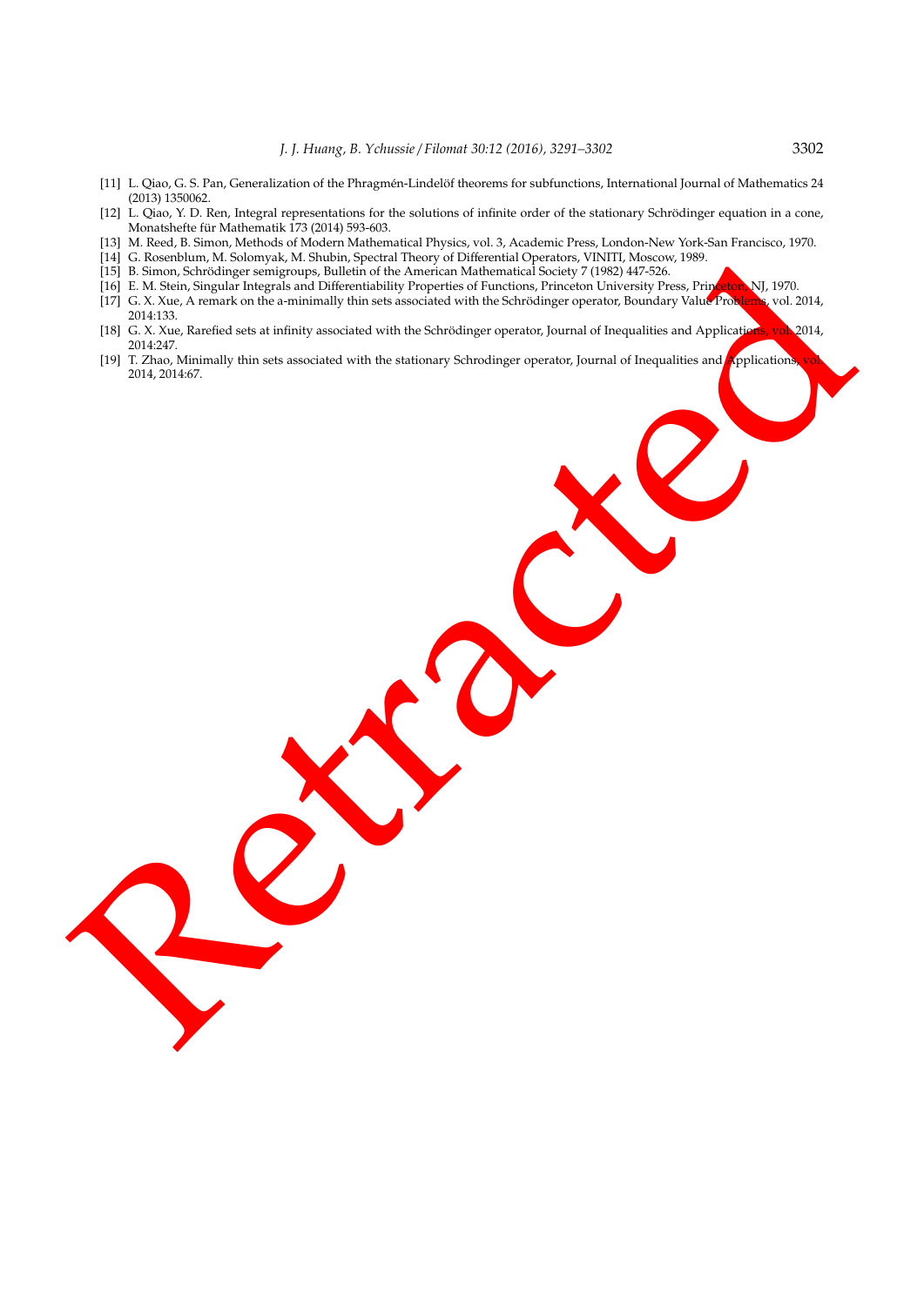[11] L. Qiao, G. S. Pan, Generalization of the Phragmén-Lindelöf theorems for subfunctions, International Journal of Mathematics 24 (2013) 1350062.

[12] L. Qiao, Y. D. Ren, Integral representations for the solutions of infinite order of the stationary Schrödinger equation in a cone, Monatshefte für Mathematik 173 (2014) 593-603.

[13] M. Reed, B. Simon, Methods of Modern Mathematical Physics, vol. 3, Academic Press, London-New York-San Francisco, 1970.

[14] G. Rosenblum, M. Solomyak, M. Shubin, Spectral Theory of Differential Operators, VINITI, Moscow, 1989.

[15] B. Simon, Schrödinger semigroups, Bulletin of the American Mathematical Society 7 (1982) 447-526.

[16] E. M. Stein, Singular Integrals and Differentiability Properties of Functions, Princeton University Press, Princeton, NJ, 1970.

[17] G. X. Xue, A remark on the a-minimally thin sets associated with the Schrödinger operator, Boundary Value Problems, vol. 2014, 2014:133.

[18] G. X. Xue, Rarefied sets at infinity associated with the Schrödinger operator, Journal of Inequalities and Applications, vol. 2014, 2014:247.

[19] T. Zhao, Minimally thin sets associated with the stationary Schrodinger operator, Journal of Inequalities and Applications, vol. 2014, 2014:67.

Retracted